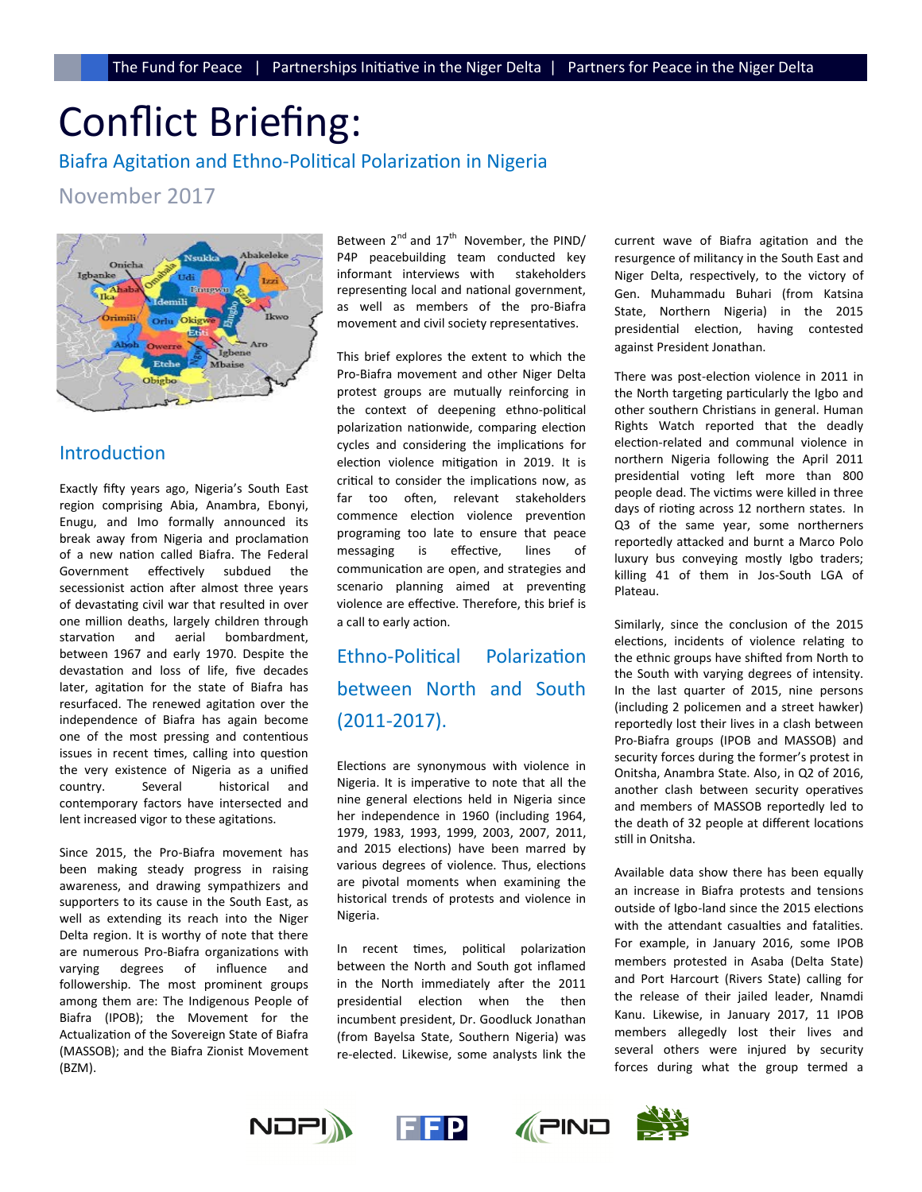# Conflict Briefing:

## Biafra Agitation and Ethno-Political Polarization in Nigeria

November 2017

## Introduction

Exactly fifty years ago, Nigeria's South East region comprising Abia, Anambra, Ebonyi, Enugu, and Imo formally announced its break away from Nigeria and proclamation of a new nation called Biafra. The Federal Government effectively subdued the secessionist action after almost three years of devastating civil war that resulted in over one million deaths, largely children through starvation and aerial bombardment, between 1967 and early 1970. Despite the devastation and loss of life, five decades later, agitation for the state of Biafra has resurfaced. The renewed agitation over the independence of Biafra has again become one of the most pressing and contentious issues in recent times, calling into question the very existence of Nigeria as a unified country. Several historical and contemporary factors have intersected and lent increased vigor to these agitations.

Since 2015, the Pro-Biafra movement has been making steady progress in raising awareness, and drawing sympathizers and supporters to its cause in the South East, as well as extending its reach into the Niger Delta region. It is worthy of note that there are numerous Pro-Biafra organizations with varying degrees of influence and followership. The most prominent groups among them are: The Indigenous People of Biafra (IPOB); the Movement for the Actualization of the Sovereign State of Biafra (MASSOB); and the Biafra Zionist Movement (BZM).

Between 2nd and 17th November, the PIND/ P4P peacebuilding team conducted key informant interviews with stakeholders representing local and national government, as well as members of the pro-Biafra movement and civil society representatives.

This brief explores the extent to which the Pro-Biafra movement and other Niger Delta protest groups are mutually reinforcing in the context of deepening ethno-political polarization nationwide, comparing election cycles and considering the implications for election violence mitigation in 2019. It is critical to consider the implications now, as far too often, relevant stakeholders commence election violence prevention programing too late to ensure that peace messaging is effective, lines of communication are open, and strategies and scenario planning aimed at preventing violence are effective. Therefore, this brief is a call to early action.

## Ethno-Political Polarization between North and South (2011-2017).

Elections are synonymous with violence in Nigeria. It is imperative to note that all the nine general elections held in Nigeria since her independence in 1960 (including 1964, 1979, 1983, 1993, 1999, 2003, 2007, 2011, and 2015 elections) have been marred by various degrees of violence. Thus, elections are pivotal moments when examining the historical trends of protests and violence in Nigeria.

In recent times, political polarization between the North and South got inflamed in the North immediately after the 2011 presidential election when the then incumbent president, Dr. Goodluck Jonathan (from Bayelsa State, Southern Nigeria) was re-elected. Likewise, some analysts link the current wave of Biafra agitation and the resurgence of militancy in the South East and Niger Delta, respectively, to the victory of Gen. Muhammadu Buhari (from Katsina State, Northern Nigeria) in the 2015 presidential election, having contested against President Jonathan.

There was post-election violence in 2011 in the North targeting particularly the Igbo and other southern Christians in general. Human Rights Watch reported that the deadly election-related and communal violence in northern Nigeria following the April 2011 presidential voting left more than 800 people dead. The victims were killed in three days of rioting across 12 northern states. In Q3 of the same year, some northerners reportedly attacked and burnt a Marco Polo luxury bus conveying mostly Igbo traders; killing 41 of them in Jos-South LGA of Plateau.

Similarly, since the conclusion of the 2015 elections, incidents of violence relating to the ethnic groups have shifted from North to the South with varying degrees of intensity. In the last quarter of 2015, nine persons (including 2 policemen and a street hawker) reportedly lost their lives in a clash between Pro-Biafra groups (IPOB and MASSOB) and security forces during the former's protest in Onitsha, Anambra State. Also, in Q2 of 2016, another clash between security operatives and members of MASSOB reportedly led to the death of 32 people at different locations still in Onitsha.

Available data show there has been equally an increase in Biafra protests and tensions outside of Igbo-land since the 2015 elections with the attendant casualties and fatalities. For example, in January 2016, some IPOB members protested in Asaba (Delta State) and Port Harcourt (Rivers State) calling for the release of their jailed leader, Nnamdi Kanu. Likewise, in January 2017, 11 IPOB members allegedly lost their lives and several others were injured by security forces during what the group termed a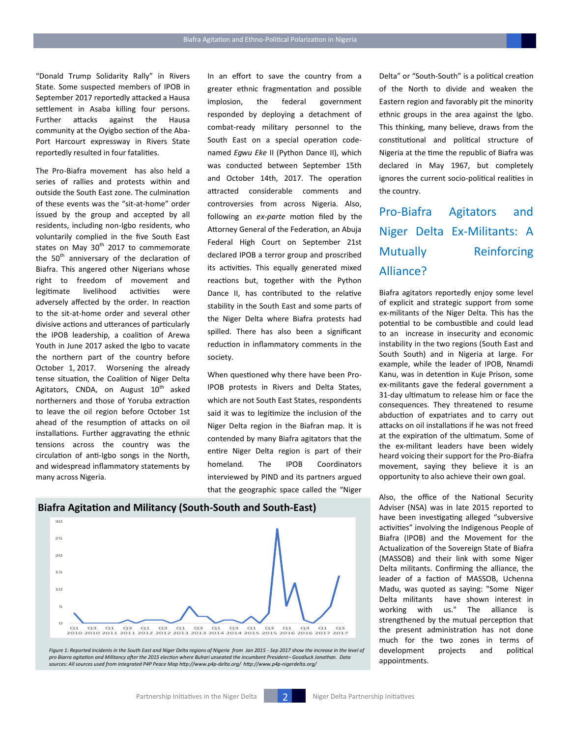"Donald Trump Solidarity Rally" in Rivers State. Some suspected members of IPOB in September 2017 reportedly attacked a Hausa settlement in Asaba killing four persons. Further attacks against the Hausa community at the Oyigbo section of the Aba-Port Harcourt expressway in Rivers State reportedly resulted in four fatalities.

The Pro-Biafra movement has also held a series of rallies and protests within and outside the South East zone. The culmination of these events was the "sit-at-home" order issued by the group and accepted by all residents, including non-Igbo residents, who voluntarily complied in the five South East states on May 30th 2017 to commemorate the 50th anniversary of the declaration of Biafra. This angered other Nigerians whose right to freedom of movement and legitimate livelihood activities were adversely affected by the order. In reaction to the sit-at-home order and several other divisive actions and utterances of particularly the IPOB leadership, a coalition of Arewa Youth in June 2017 asked the Igbo to vacate the northern part of the country before October 1, 2017. Worsening the already tense situation, the Coalition of Niger Delta Agitators, CNDA, on August 10th asked northerners and those of Yoruba extraction to leave the oil region before October 1st ahead of the resumption of attacks on oil installations. Further aggravating the ethnic tensions across the country was the circulation of anti-Igbo songs in the North, and widespread inflammatory statements by many across Nigeria.

In an effort to save the country from a greater ethnic fragmentation and possible implosion, the federal government responded by deploying a detachment of combat-ready military personnel to the South East on a special operation code-named *Egwu Eke* II (Python Dance II), which was conducted between September 15th and October 14th, 2017. The operation attracted considerable comments and controversies from across Nigeria. Also, following an *ex-parte* motion filed by the Attorney General of the Federation, an Abuja Federal High Court on September 21st declared IPOB a terror group and proscribed its activities. This equally generated mixed reactions but, together with the Python Dance II, has contributed to the relative stability in the South East and some parts of the Niger Delta where Biafra protests had spilled. There has also been a significant reduction in inflammatory comments in the society.

When questioned why there have been Pro-IPOB protests in Rivers and Delta States, which are not South East States, respondents said it was to legitimize the inclusion of the Niger Delta region in the Biafran map. It is contended by many Biafra agitators that the entire Niger Delta region is part of their homeland. The IPOB Coordinators interviewed by PIND and its partners argued that the geographic space called the "Niger Delta" or "South-South" is a political creation of the North to divide and weaken the Eastern region and favorably pit the minority ethnic groups in the area against the Igbo. This thinking, many believe, draws from the constitutional and political structure of Nigeria at the time the republic of Biafra was declared in May 1967, but completely ignores the current socio-political realities in the country.

**Biafra Agitation and Militancy (South-South and South-East)**

*Figure 1: Reported incidents in the South East and Niger Delta regions of Nigeria from Jan 2015 - Sep 2017 show the increase in the level of pro Biarra agitation and Militancy after the 2015 election where Buhari unseated the incumbent President– Goodluck Jonathan. Data sources: All sources used from integrated P4P Peace Map http://www.p4p-delta.org/ http://www.p4p-nigerdelta.org/*

## Pro-Biafra Agitators and Niger Delta Ex-Militants: A Mutually Reinforcing Alliance?

Biafra agitators reportedly enjoy some level of explicit and strategic support from some ex-militants of the Niger Delta. This has the potential to be combustible and could lead to an increase in insecurity and economic instability in the two regions (South East and South South) and in Nigeria at large. For example, while the leader of IPOB, Nnamdi Kanu, was in detention in Kuje Prison, some ex-militants gave the federal government a 31-day ultimatum to release him or face the consequences. They threatened to resume abduction of expatriates and to carry out attacks on oil installations if he was not freed at the expiration of the ultimatum. Some of the ex-militant leaders have been widely heard voicing their support for the Pro-Biafra movement, saying they believe it is an opportunity to also achieve their own goal.

Also, the office of the National Security Adviser (NSA) was in late 2015 reported to have been investigating alleged "subversive activities" involving the Indigenous People of Biafra (IPOB) and the Movement for the Actualization of the Sovereign State of Biafra (MASSOB) and their link with some Niger Delta militants. Confirming the alliance, the leader of a faction of MASSOB, Uchenna Madu, was quoted as saying: "Some Niger Delta militants have shown interest in working with us." The alliance is strengthened by the mutual perception that the present administration has not done much for the two zones in terms of development projects and political appointments.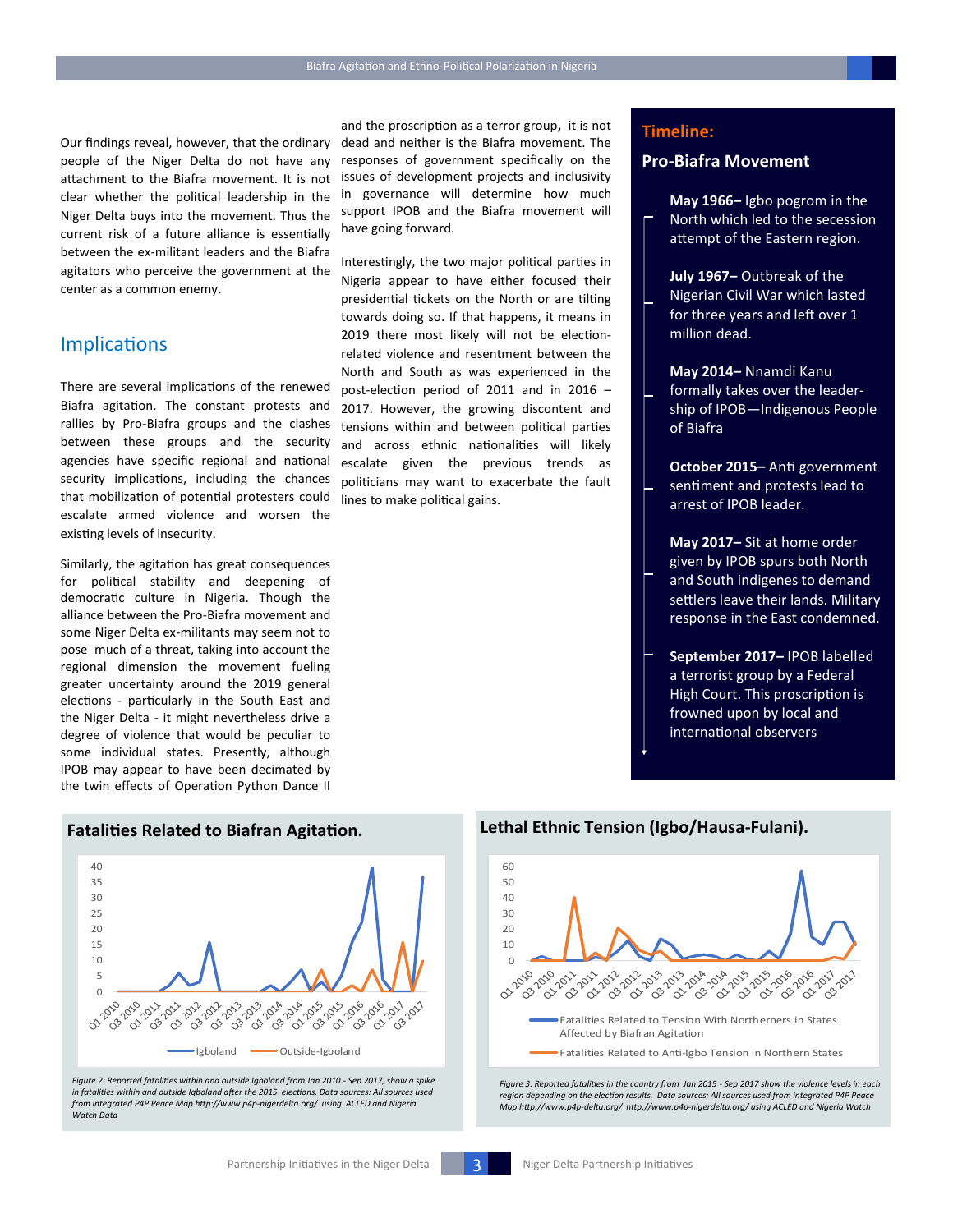Our findings reveal, however, that the ordinary people of the Niger Delta do not have any attachment to the Biafra movement. It is not clear whether the political leadership in the Niger Delta buys into the movement. Thus the current risk of a future alliance is essentially between the ex-militant leaders and the Biafra agitators who perceive the government at the center as a common enemy.

## Implications

There are several implications of the renewed Biafra agitation. The constant protests and rallies by Pro-Biafra groups and the clashes between these groups and the security agencies have specific regional and national security implications, including the chances that mobilization of potential protesters could escalate armed violence and worsen the existing levels of insecurity.

Similarly, the agitation has great consequences for political stability and deepening of democratic culture in Nigeria. Though the alliance between the Pro-Biafra movement and some Niger Delta ex-militants may seem not to pose much of a threat, taking into account the regional dimension the movement fueling greater uncertainty around the 2019 general elections - particularly in the South East and the Niger Delta - it might nevertheless drive a degree of violence that would be peculiar to some individual states. Presently, although IPOB may appear to have been decimated by the twin effects of Operation Python Dance II and the proscription as a terror group**,** it is not dead and neither is the Biafra movement. The responses of government specifically on the issues of development projects and inclusivity in governance will determine how much support IPOB and the Biafra movement will have going forward.

Interestingly, the two major political parties in Nigeria appear to have either focused their presidential tickets on the North or are tilting towards doing so. If that happens, it means in 2019 there most likely will not be election-related violence and resentment between the North and South as was experienced in the post-election period of 2011 and in 2016 – 2017. However, the growing discontent and tensions within and between political parties and across ethnic nationalities will likely escalate given the previous trends as politicians may want to exacerbate the fault lines to make political gains.

## Timeline:

### Pro-Biafra Movement

**May 1966–** Igbo pogrom in the North which led to the secession attempt of the Eastern region.

**July 1967–** Outbreak of the Nigerian Civil War which lasted for three years and left over 1 million dead.

**May 2014–** Nnamdi Kanu formally takes over the leadership of IPOB—Indigenous People of Biafra

**October 2015–** Anti government sentiment and protests lead to arrest of IPOB leader.

**May 2017–** Sit at home order given by IPOB spurs both North and South indigenes to demand settlers leave their lands. Military response in the East condemned.

**September 2017–** IPOB labelled a terrorist group by a Federal High Court. This proscription is frowned upon by local and international observers

### Fatalities Related to Biafran Agitation.

*Figure 2: Reported fatalities within and outside Igboland from Jan 2010 - Sep 2017, show a spike in fatalities within and outside Igboland after the 2015 elections. Data sources: All sources used from integrated P4P Peace Map http://www.p4p-nigerdelta.org/ using ACLED and Nigeria Watch Data*

### Lethal Ethnic Tension (Igbo/Hausa-Fulani).

*Figure 3: Reported fatalities in the country from Jan 2015 - Sep 2017 show the violence levels in each region depending on the election results. Data sources: All sources used from integrated P4P Peace Map http://www.p4p-delta.org/ http://www.p4p-nigerdelta.org/ using ACLED and Nigeria Watch*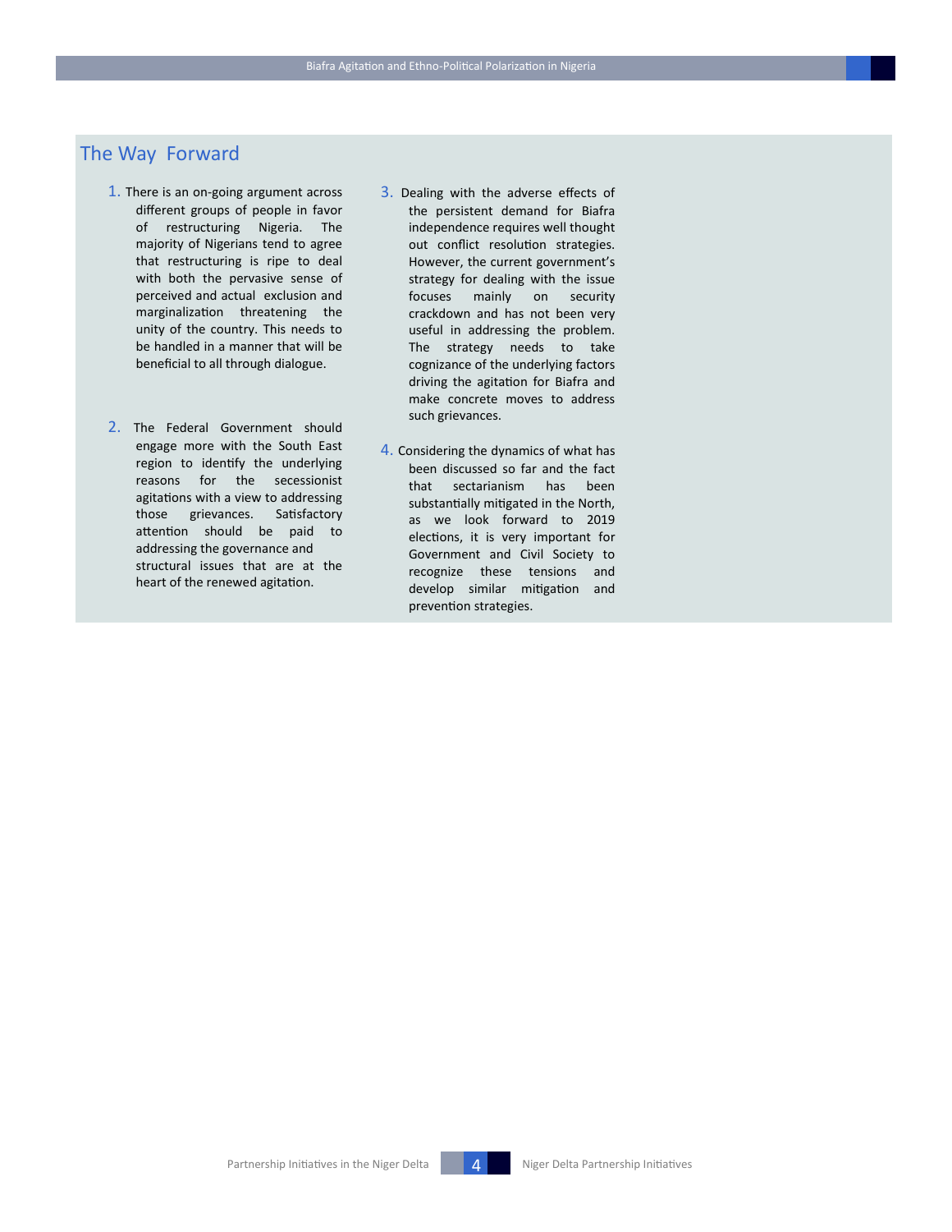## The Way Forward

1. There is an on-going argument across different groups of people in favor of restructuring Nigeria. The majority of Nigerians tend to agree that restructuring is ripe to deal with both the pervasive sense of perceived and actual exclusion and marginalization threatening the unity of the country. This needs to be handled in a manner that will be beneficial to all through dialogue.

2. The Federal Government should engage more with the South East region to identify the underlying reasons for the secessionist agitations with a view to addressing those grievances. Satisfactory attention should be paid to addressing the governance and structural issues that are at the heart of the renewed agitation.

3. Dealing with the adverse effects of the persistent demand for Biafra independence requires well thought out conflict resolution strategies. However, the current government's strategy for dealing with the issue focuses mainly on security crackdown and has not been very useful in addressing the problem. The strategy needs to take cognizance of the underlying factors driving the agitation for Biafra and make concrete moves to address such grievances.

4. Considering the dynamics of what has been discussed so far and the fact that sectarianism has been substantially mitigated in the North, as we look forward to 2019 elections, it is very important for Government and Civil Society to recognize these tensions and develop similar mitigation and prevention strategies.